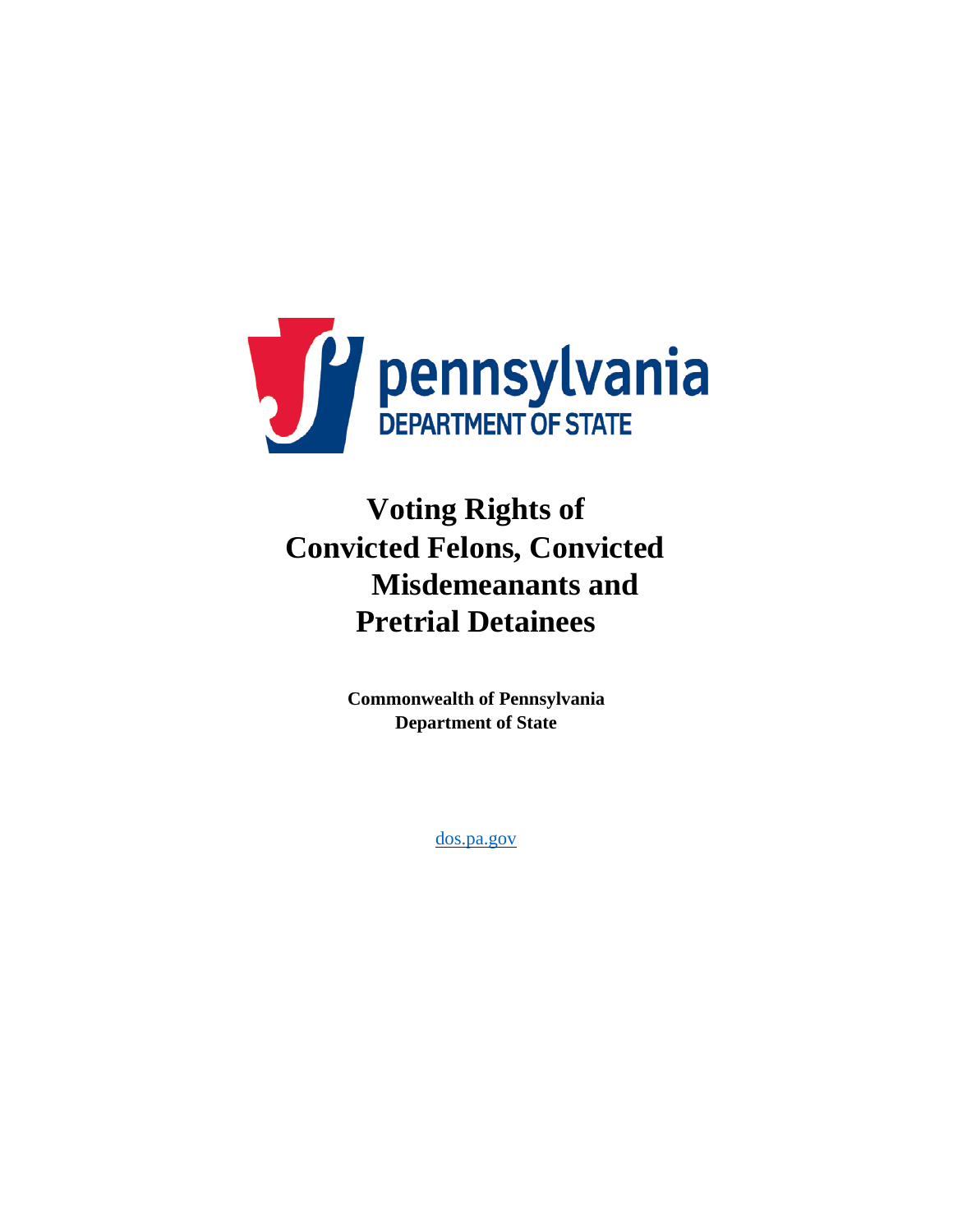# Voting Rights of Convicted Felons, Convicted Misdemeanants and Pretrial Detainees

**Commonwealth of Pennsylvania**
**Department of State**

[dos.pa.gov](dos.pa.gov)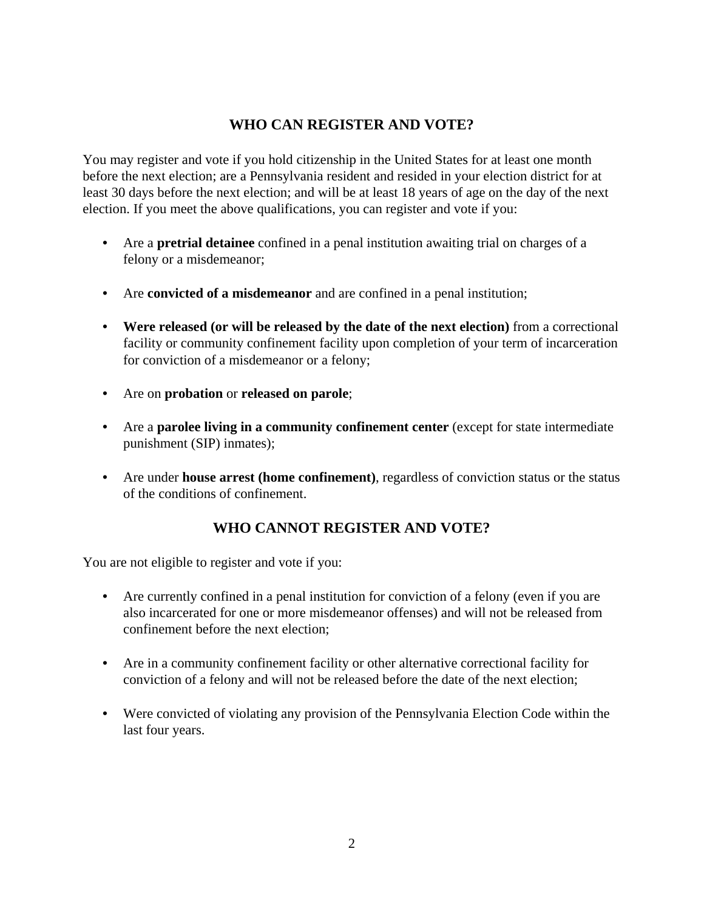## WHO CAN REGISTER AND VOTE?

You may register and vote if you hold citizenship in the United States for at least one month before the next election; are a Pennsylvania resident and resided in your election district for at least 30 days before the next election; and will be at least 18 years of age on the day of the next election. If you meet the above qualifications, you can register and vote if you:

- Are a **pretrial detainee** confined in a penal institution awaiting trial on charges of a felony or a misdemeanor;
- Are **convicted of a misdemeanor** and are confined in a penal institution;
- **Were released (or will be released by the date of the next election)** from a correctional facility or community confinement facility upon completion of your term of incarceration for conviction of a misdemeanor or a felony;
- Are on **probation** or **released on parole**;
- Are a **parolee living in a community confinement center** (except for state intermediate punishment (SIP) inmates);
- Are under **house arrest (home confinement)**, regardless of conviction status or the status of the conditions of confinement.

## WHO CANNOT REGISTER AND VOTE?

You are not eligible to register and vote if you:

- Are currently confined in a penal institution for conviction of a felony (even if you are also incarcerated for one or more misdemeanor offenses) and will not be released from confinement before the next election;
- Are in a community confinement facility or other alternative correctional facility for conviction of a felony and will not be released before the date of the next election;
- Were convicted of violating any provision of the Pennsylvania Election Code within the last four years.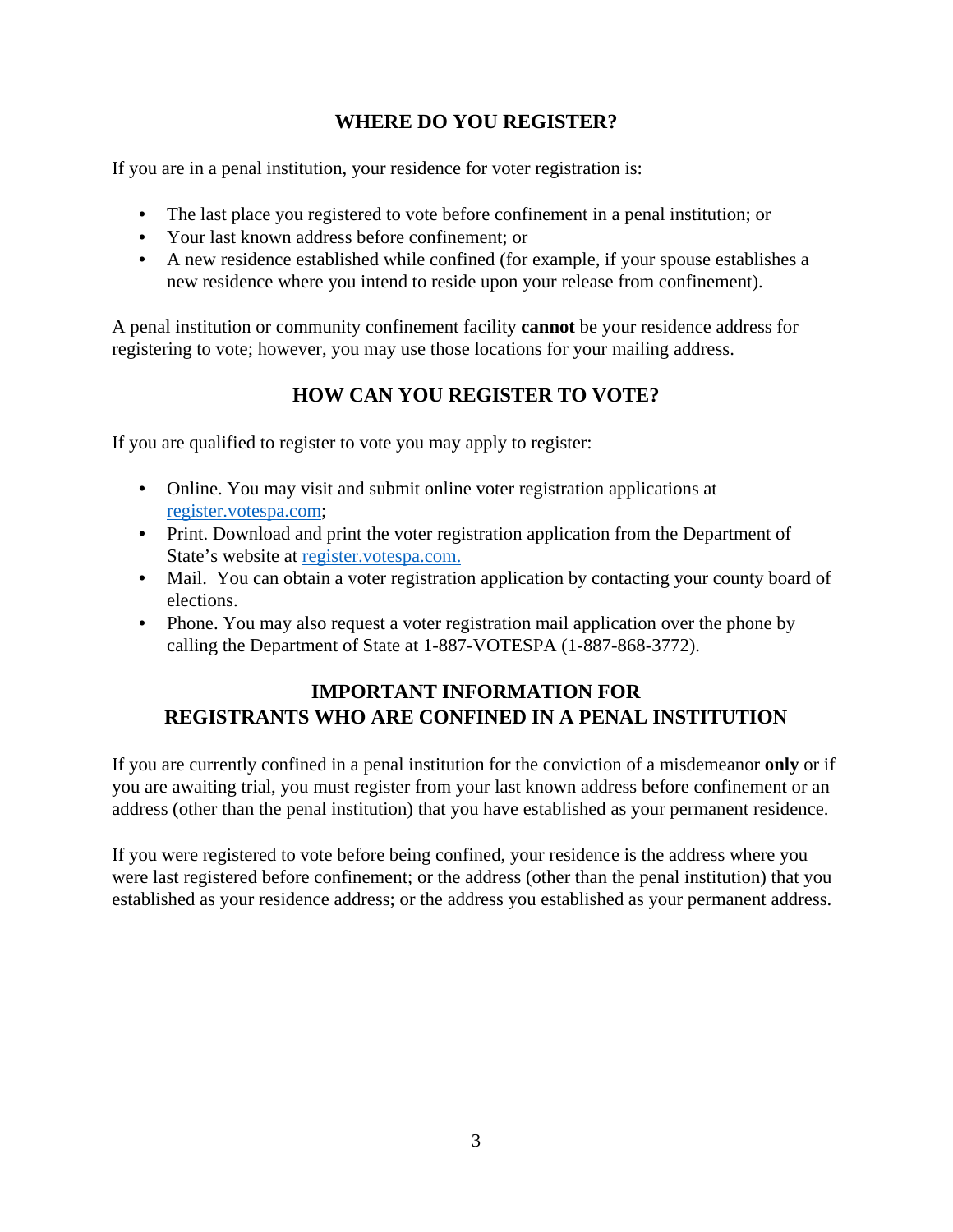## WHERE DO YOU REGISTER?

If you are in a penal institution, your residence for voter registration is:

- The last place you registered to vote before confinement in a penal institution; or
- Your last known address before confinement; or
- A new residence established while confined (for example, if your spouse establishes a new residence where you intend to reside upon your release from confinement).

A penal institution or community confinement facility **cannot** be your residence address for registering to vote; however, you may use those locations for your mailing address.

## HOW CAN YOU REGISTER TO VOTE?

If you are qualified to register to vote you may apply to register:

- Online. You may visit and submit online voter registration applications at [register.votespa.com](register.votespa.com);
- Print. Download and print the voter registration application from the Department of State's website at [register.votespa.com.](register.votespa.com)
- Mail. You can obtain a voter registration application by contacting your county board of elections.
- Phone. You may also request a voter registration mail application over the phone by calling the Department of State at 1-887-VOTESPA (1-887-868-3772).

## IMPORTANT INFORMATION FOR REGISTRANTS WHO ARE CONFINED IN A PENAL INSTITUTION

If you are currently confined in a penal institution for the conviction of a misdemeanor **only** or if you are awaiting trial, you must register from your last known address before confinement or an address (other than the penal institution) that you have established as your permanent residence.

If you were registered to vote before being confined, your residence is the address where you were last registered before confinement; or the address (other than the penal institution) that you established as your residence address; or the address you established as your permanent address.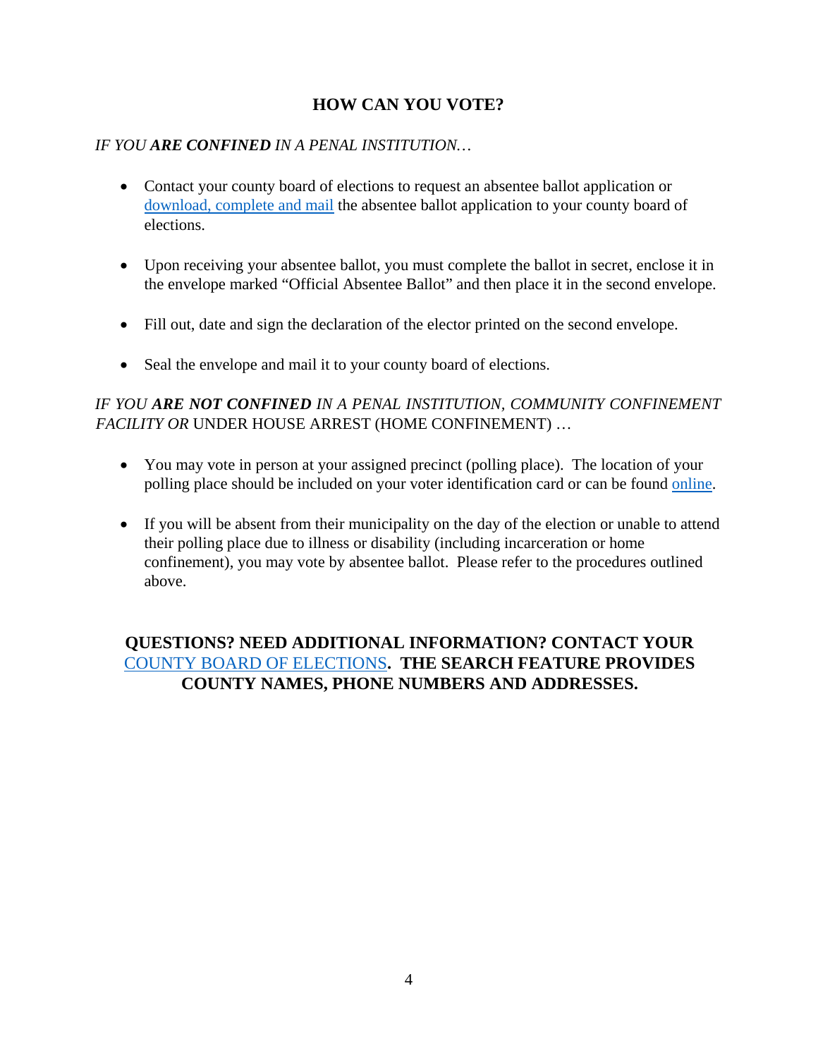## HOW CAN YOU VOTE?

*IF YOU **ARE CONFINED** IN A PENAL INSTITUTION…*

- Contact your county board of elections to request an absentee ballot application or download, complete and mail the absentee ballot application to your county board of elections.

- Upon receiving your absentee ballot, you must complete the ballot in secret, enclose it in the envelope marked "Official Absentee Ballot" and then place it in the second envelope.

- Fill out, date and sign the declaration of the elector printed on the second envelope.

- Seal the envelope and mail it to your county board of elections.

*IF YOU **ARE NOT CONFINED** IN A PENAL INSTITUTION, COMMUNITY CONFINEMENT FACILITY OR* UNDER HOUSE ARREST (HOME CONFINEMENT) …

- You may vote in person at your assigned precinct (polling place). The location of your polling place should be included on your voter identification card or can be found online.

- If you will be absent from their municipality on the day of the election or unable to attend their polling place due to illness or disability (including incarceration or home confinement), you may vote by absentee ballot. Please refer to the procedures outlined above.

**QUESTIONS? NEED ADDITIONAL INFORMATION? CONTACT YOUR** COUNTY BOARD OF ELECTIONS**. THE SEARCH FEATURE PROVIDES COUNTY NAMES, PHONE NUMBERS AND ADDRESSES.**